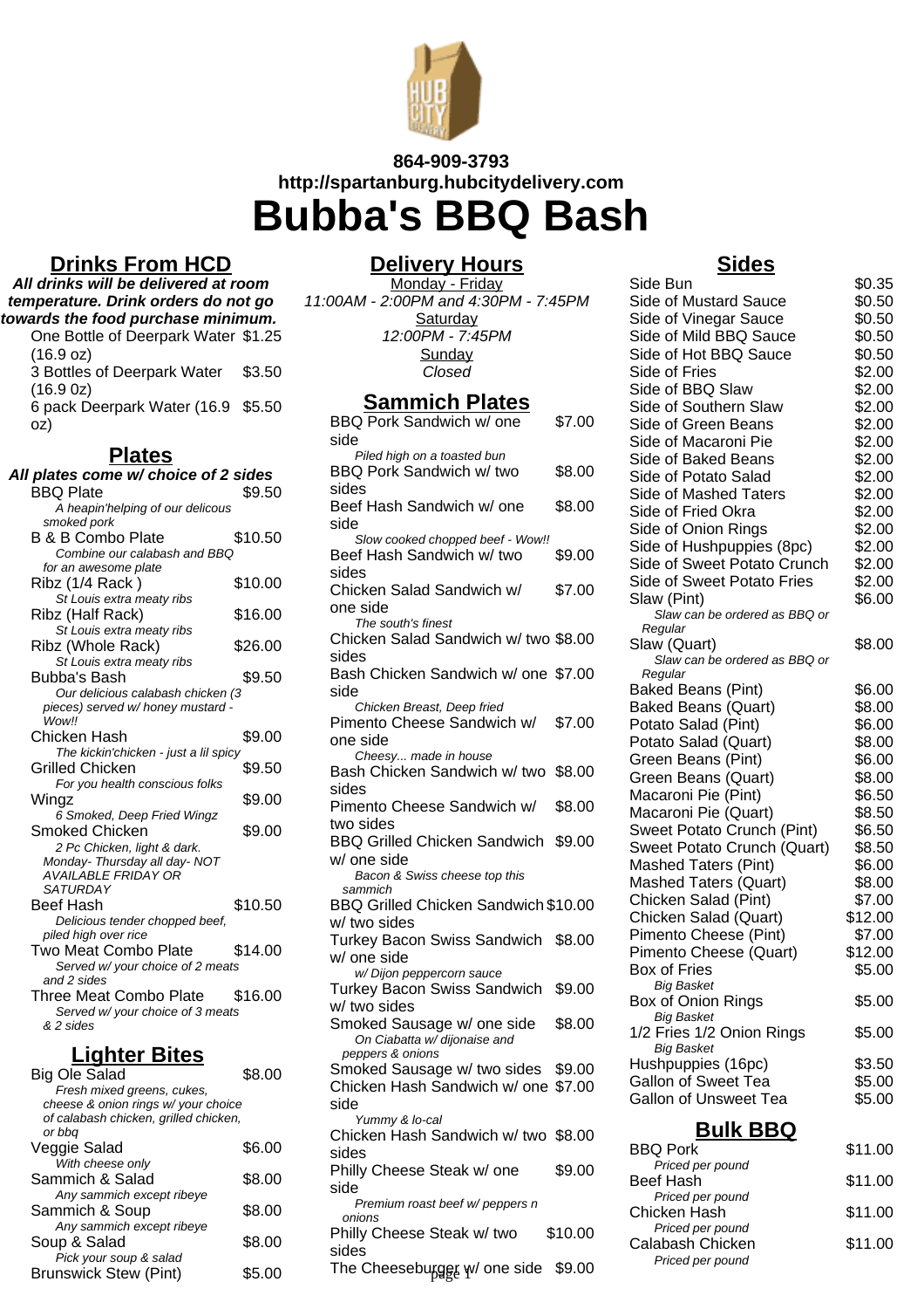864-909-3793
http://spartanburg.hubcitydelivery.com

# Bubba's BBQ Bash

## Drinks From HCD

**All drinks will be delivered at room temperature. Drink orders do not go towards the food purchase minimum.**

| Item | Price |
|---|---|
| One Bottle of Deerpark Water (16.9 oz) | $1.25 |
| 3 Bottles of Deerpark Water (16.9 0z) | $3.50 |
| 6 pack Deerpark Water (16.9 oz) | $5.50 |

## Plates

**All plates come w/ choice of 2 sides**

| Item | Price |
|---|---|
| BBQ Plate<br>*A heapin'helping of our delicous smoked pork* | $9.50 |
| B & B Combo Plate<br>*Combine our calabash and BBQ for an awesome plate* | $10.50 |
| Ribz (1/4 Rack )<br>*St Louis extra meaty ribs* | $10.00 |
| Ribz (Half Rack)<br>*St Louis extra meaty ribs* | $16.00 |
| Ribz (Whole Rack)<br>*St Louis extra meaty ribs* | $26.00 |
| Bubba's Bash<br>*Our delicious calabash chicken (3 pieces) served w/ honey mustard - Wow!!* | $9.50 |
| Chicken Hash<br>*The kickin'chicken - just a lil spicy* | $9.00 |
| Grilled Chicken<br>*For you health conscious folks* | $9.50 |
| Wingz<br>*6 Smoked, Deep Fried Wingz* | $9.00 |
| Smoked Chicken<br>*2 Pc Chicken, light & dark. Monday- Thursday all day- NOT AVAILABLE FRIDAY OR SATURDAY* | $9.00 |
| Beef Hash<br>*Delicious tender chopped beef, piled high over rice* | $10.50 |
| Two Meat Combo Plate<br>*Served w/ your choice of 2 meats and 2 sides* | $14.00 |
| Three Meat Combo Plate<br>*Served w/ your choice of 3 meats & 2 sides* | $16.00 |

## Lighter Bites

| Item | Price |
|---|---|
| Big Ole Salad<br>*Fresh mixed greens, cukes, cheese & onion rings w/ your choice of calabash chicken, grilled chicken, or bbq* | $8.00 |
| Veggie Salad<br>*With cheese only* | $6.00 |
| Sammich & Salad<br>*Any sammich except ribeye* | $8.00 |
| Sammich & Soup<br>*Any sammich except ribeye* | $8.00 |
| Soup & Salad<br>*Pick your soup & salad* | $8.00 |
| Brunswick Stew (Pint) | $5.00 |

## Delivery Hours

Monday - Friday
*11:00AM - 2:00PM and 4:30PM - 7:45PM*
Saturday
*12:00PM - 7:45PM*
Sunday
*Closed*

## Sammich Plates

| Item | Price |
|---|---|
| BBQ Pork Sandwich w/ one side<br>*Piled high on a toasted bun* | $7.00 |
| BBQ Pork Sandwich w/ two sides | $8.00 |
| Beef Hash Sandwich w/ one side<br>*Slow cooked chopped beef - Wow!!* | $8.00 |
| Beef Hash Sandwich w/ two sides | $9.00 |
| Chicken Salad Sandwich w/ one side<br>*The south's finest* | $7.00 |
| Chicken Salad Sandwich w/ two sides | $8.00 |
| Bash Chicken Sandwich w/ one side<br>*Chicken Breast, Deep fried* | $7.00 |
| Pimento Cheese Sandwich w/ one side<br>*Cheesy... made in house* | $7.00 |
| Bash Chicken Sandwich w/ two sides | $8.00 |
| Pimento Cheese Sandwich w/ two sides | $8.00 |
| BBQ Grilled Chicken Sandwich w/ one side<br>*Bacon & Swiss cheese top this sammich* | $9.00 |
| BBQ Grilled Chicken Sandwich w/ two sides | $10.00 |
| Turkey Bacon Swiss Sandwich w/ one side<br>*w/ Dijon peppercorn sauce* | $8.00 |
| Turkey Bacon Swiss Sandwich w/ two sides | $9.00 |
| Smoked Sausage w/ one side<br>*On Ciabatta w/ dijonaise and peppers & onions* | $8.00 |
| Smoked Sausage w/ two sides | $9.00 |
| Chicken Hash Sandwich w/ one side<br>*Yummy & lo-cal* | $7.00 |
| Chicken Hash Sandwich w/ two sides | $8.00 |
| Philly Cheese Steak w/ one side<br>*Premium roast beef w/ peppers n onions* | $9.00 |
| Philly Cheese Steak w/ two sides | $10.00 |
| The Cheeseburger w/ one side | $9.00 |

## Sides

| Item | Price |
|---|---|
| Side Bun | $0.35 |
| Side of Mustard Sauce | $0.50 |
| Side of Vinegar Sauce | $0.50 |
| Side of Mild BBQ Sauce | $0.50 |
| Side of Hot BBQ Sauce | $0.50 |
| Side of Fries | $2.00 |
| Side of BBQ Slaw | $2.00 |
| Side of Southern Slaw | $2.00 |
| Side of Green Beans | $2.00 |
| Side of Macaroni Pie | $2.00 |
| Side of Baked Beans | $2.00 |
| Side of Potato Salad | $2.00 |
| Side of Mashed Taters | $2.00 |
| Side of Fried Okra | $2.00 |
| Side of Onion Rings | $2.00 |
| Side of Hushpuppies (8pc) | $2.00 |
| Side of Sweet Potato Crunch | $2.00 |
| Side of Sweet Potato Fries | $2.00 |
| Slaw (Pint)<br>*Slaw can be ordered as BBQ or Regular* | $6.00 |
| Slaw (Quart)<br>*Slaw can be ordered as BBQ or Regular* | $8.00 |
| Baked Beans (Pint) | $6.00 |
| Baked Beans (Quart) | $8.00 |
| Potato Salad (Pint) | $6.00 |
| Potato Salad (Quart) | $8.00 |
| Green Beans (Pint) | $6.00 |
| Green Beans (Quart) | $8.00 |
| Macaroni Pie (Pint) | $6.50 |
| Macaroni Pie (Quart) | $8.50 |
| Sweet Potato Crunch (Pint) | $6.50 |
| Sweet Potato Crunch (Quart) | $8.50 |
| Mashed Taters (Pint) | $6.00 |
| Mashed Taters (Quart) | $8.00 |
| Chicken Salad (Pint) | $7.00 |
| Chicken Salad (Quart) | $12.00 |
| Pimento Cheese (Pint) | $7.00 |
| Pimento Cheese (Quart) | $12.00 |
| Box of Fries<br>*Big Basket* | $5.00 |
| Box of Onion Rings<br>*Big Basket* | $5.00 |
| 1/2 Fries 1/2 Onion Rings<br>*Big Basket* | $5.00 |
| Hushpuppies (16pc) | $3.50 |
| Gallon of Sweet Tea | $5.00 |
| Gallon of Unsweet Tea | $5.00 |

## Bulk BBQ

| Item | Price |
|---|---|
| BBQ Pork<br>*Priced per pound* | $11.00 |
| Beef Hash<br>*Priced per pound* | $11.00 |
| Chicken Hash<br>*Priced per pound* | $11.00 |
| Calabash Chicken<br>*Priced per pound* | $11.00 |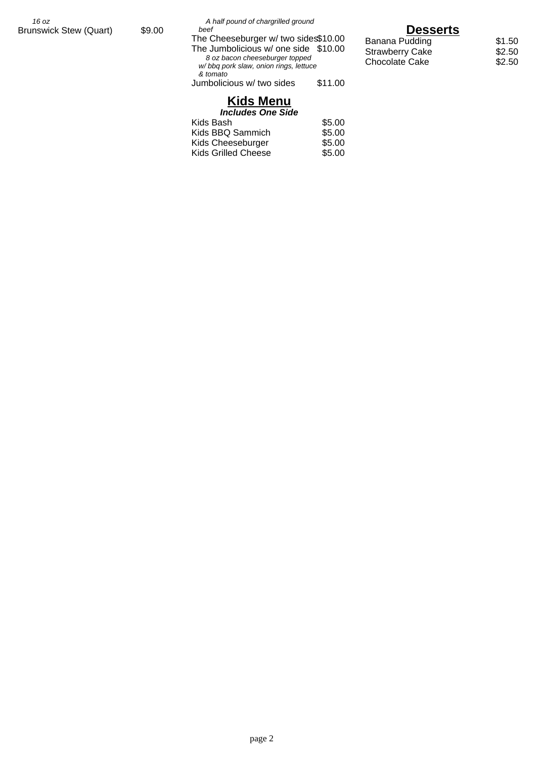*16 oz*
Brunswick Stew (Quart) $9.00

*A half pound of chargrilled ground beef*
The Cheeseburger w/ two sides $10.00
The Jumbolicious w/ one side $10.00
*8 oz bacon cheeseburger topped w/ bbq pork slaw, onion rings, lettuce & tomato*
Jumbolicious w/ two sides $11.00

## Kids Menu

***Includes One Side***

| | |
|---|---|
| Kids Bash | $5.00 |
| Kids BBQ Sammich | $5.00 |
| Kids Cheeseburger | $5.00 |
| Kids Grilled Cheese | $5.00 |

## Desserts

| | |
|---|---|
| Banana Pudding | $1.50 |
| Strawberry Cake | $2.50 |
| Chocolate Cake | $2.50 |